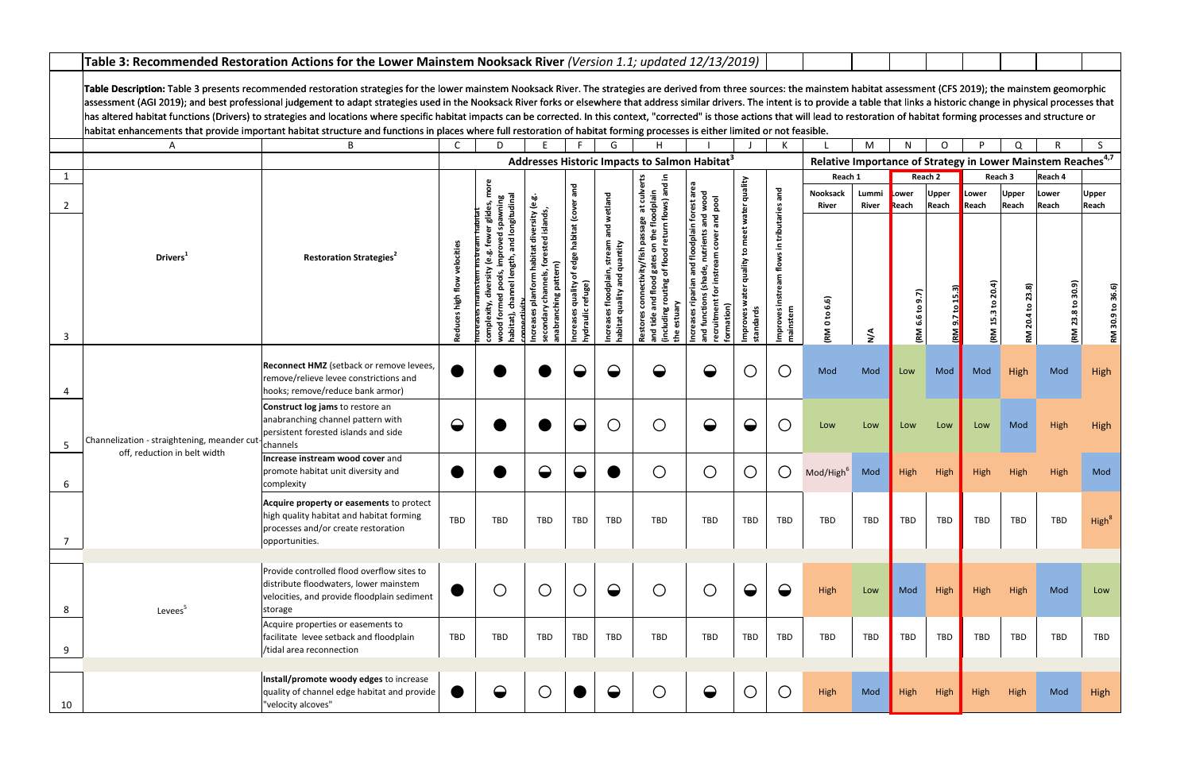## Table 3: Recommended Restoration Actions for the Lower Mainstem Nooksack River *(Version 1.1; updated 12/13/2019)*

**Table Description:** Table 3 presents recommended restoration strategies for the lower mainstem Nooksack River. The strategies are derived from three sources: the mainstem habitat assessment (CFS 2019); the mainstem geomorphic assessment (AGI 2019); and best professional judgement to adapt strategies used in the Nooksack River forks or elsewhere that address similar drivers. The intent is to provide a table that links a historic change in physical processes that has altered habitat functions (Drivers) to strategies and locations where specific habitat impacts can be corrected. In this context, "corrected" is those actions that will lead to restoration of habitat forming processes and structure or habitat enhancements that provide important habitat structure and functions in places where full restoration of habitat forming processes is either limited or not feasible.

Legend: ● = full circle; ◒ = half circle; ○ = empty circle (as shown on page)

| | A | B | C | D | E | F | G | H | I | J | K | L | M | N | O | P | Q | R | S |
|---|---|---|---|---|---|---|---|---|---|---|---|---|---|---|---|---|---|---|---|
| | | | **Addresses Historic Impacts to Salmon Habitat[3]** | | | | | | | | | **Relative Importance of Strategy in Lower Mainstem Reaches[4,7]** | | | | | | | |
| 1 | | | | | | | | | | | | Reach 1 | | Reach 2 | | Reach 3 | | Reach 4 | |
| 2 | | | | | | | | | | | | Nooksack River | Lummi River | Lower Reach | Upper Reach | Lower Reach | Upper Reach | Lower Reach | Upper Reach |
| 3 | **Drivers[1]** | **Restoration Strategies[2]** | Reduces high flow velocities | Increases mainstem instream habitat complexity, diversity (e.g. fewer glides, more wood formed pools, improved spawning habitat), channel length, and longitudinal connectivity | Increases planform habitat diversity (e.g. secondary channels, forested islands, anabranching pattern) | Increases quality of edge habitat (cover and hydraulic refuge) | Increases floodplain, stream and wetland habitat quality and quantity | Restores connectivity/fish passage at culverts and tide and flood gates on the floodplain (including routing of flood return flows) and in the estuary | Increases riparian and floodplain forest area and functions (shade, nutrients and wood recruitment for instream cover and pool formation) | Improves water quality to meet water quality standards | Improves instream flows in tributaries and mainstem | (RM 0 to 6.6) | N/A | (RM 6.6 to 9.7) | (RM 9.7 to 15.3) | (RM 15.3 to 20.4) | (RM 20.4 to 23.8) | (RM 23.8 to 30.9) | (RM 30.9 to 36.6) |
| 4 | Channelization - straightening, meander cut-off, reduction in belt width | **Reconnect HMZ** (setback or remove levees, remove/relieve levee constrictions and hooks; remove/reduce bank armor) | ● | ● | ● | ◒ | ◒ | ◒ | ◒ | ○ | ○ | Mod | Mod | Low | Mod | Mod | High | Mod | High |
| 5 | | **Construct log jams** to restore an anabranching channel pattern with persistent forested islands and side channels | ◒ | ● | ● | ◒ | ○ | ○ | ◒ | ◒ | ○ | Low | Low | Low | Low | Low | Mod | High | High |
| 6 | | **Increase instream wood cover** and promote habitat unit diversity and complexity | ● | ● | ◒ | ◒ | ● | ○ | ○ | ○ | ○ | Mod/High[6] | Mod | High | High | High | High | High | Mod |
| 7 | | **Acquire property or easements** to protect high quality habitat and habitat forming processes and/or create restoration opportunities. | TBD | TBD | TBD | TBD | TBD | TBD | TBD | TBD | TBD | TBD | TBD | TBD | TBD | TBD | TBD | TBD | High[8] |
| 8 | Levees[5] | Provide controlled flood overflow sites to distribute floodwaters, lower mainstem velocities, and provide floodplain sediment storage | ● | ○ | ○ | ○ | ◒ | ○ | ○ | ◒ | ◒ | High | Low | Mod | High | High | High | Mod | Low |
| 9 | | Acquire properties or easements to facilitate levee setback and floodplain /tidal area reconnection | TBD | TBD | TBD | TBD | TBD | TBD | TBD | TBD | TBD | TBD | TBD | TBD | TBD | TBD | TBD | TBD | TBD |
| 10 | | **Install/promote woody edges** to increase quality of channel edge habitat and provide "velocity alcoves" | ● | ◒ | ○ | ● | ◒ | ○ | ◒ | ○ | ○ | High | Mod | High | High | High | High | Mod | High |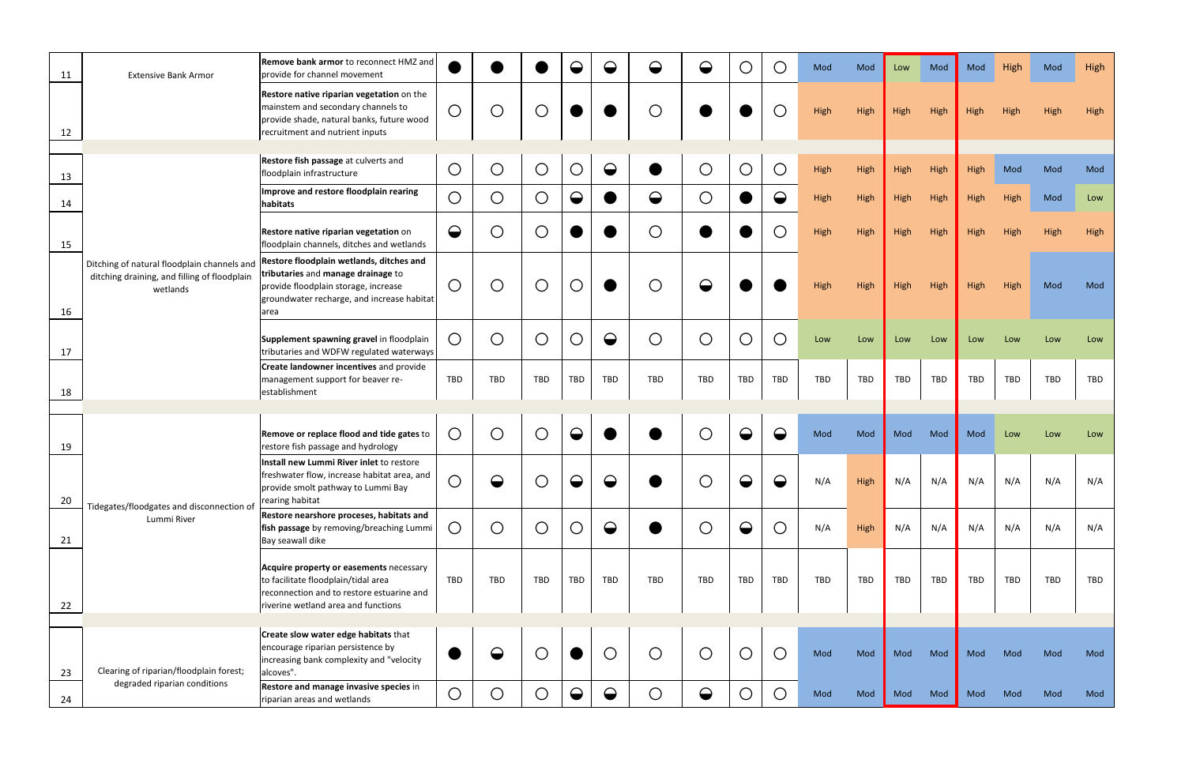| | | | | | | | | | | | | | | | | | | | |
|---|---|---|---|---|---|---|---|---|---|---|---|---|---|---|---|---|---|---|---|
| 11 | Extensive Bank Armor | **Remove bank armor** to reconnect HMZ and provide for channel movement | ● | ● | ● | ◒ | ◒ | ◒ | ◒ | ○ | ○ | Mod | Mod | Low | Mod | Mod | High | Mod | High |
| 12 | | **Restore native riparian vegetation** on the mainstem and secondary channels to provide shade, natural banks, future wood recruitment and nutrient inputs | ○ | ○ | ○ | ● | ● | ○ | ● | ● | ○ | High | High | High | High | High | High | High | High |
| 13 | Ditching of natural floodplain channels and ditching draining, and filling of floodplain wetlands | **Restore fish passage** at culverts and floodplain infrastructure | ○ | ○ | ○ | ○ | ◒ | ● | ○ | ○ | ○ | High | High | High | High | High | Mod | Mod | Mod |
| 14 | | **Improve and restore floodplain rearing habitats** | ○ | ○ | ○ | ◒ | ● | ◒ | ○ | ● | ◒ | High | High | High | High | High | High | Mod | Low |
| 15 | | **Restore native riparian vegetation** on floodplain channels, ditches and wetlands | ◒ | ○ | ○ | ● | ● | ○ | ● | ● | ○ | High | High | High | High | High | High | High | High |
| 16 | | **Restore floodplain wetlands, ditches and tributaries** and **manage drainage** to provide floodplain storage, increase groundwater recharge, and increase habitat area | ○ | ○ | ○ | ○ | ● | ○ | ◒ | ● | ● | High | High | High | High | High | High | Mod | Mod |
| 17 | | **Supplement spawning gravel** in floodplain tributaries and WDFW regulated waterways | ○ | ○ | ○ | ○ | ◒ | ○ | ○ | ○ | ○ | Low | Low | Low | Low | Low | Low | Low | Low |
| 18 | | **Create landowner incentives** and provide management support for beaver re-establishment | TBD | TBD | TBD | TBD | TBD | TBD | TBD | TBD | TBD | TBD | TBD | TBD | TBD | TBD | TBD | TBD | TBD |
| 19 | Tidegates/floodgates and disconnection of Lummi River | **Remove or replace flood and tide gates** to restore fish passage and hydrology | ○ | ○ | ○ | ◒ | ● | ● | ○ | ◒ | ◒ | Mod | Mod | Mod | Mod | Mod | Low | Low | Low |
| 20 | | **Install new Lummi River inlet** to restore freshwater flow, increase habitat area, and provide smolt pathway to Lummi Bay rearing habitat | ○ | ◒ | ○ | ◒ | ◒ | ● | ○ | ◒ | ◒ | N/A | High | N/A | N/A | N/A | N/A | N/A | N/A |
| 21 | | **Restore nearshore processes, habitats and fish passage** by removing/breaching Lummi Bay seawall dike | ○ | ○ | ○ | ○ | ◒ | ● | ○ | ◒ | ○ | N/A | High | N/A | N/A | N/A | N/A | N/A | N/A |
| 22 | | **Acquire property or easements** necessary to facilitate floodplain/tidal area reconnection and to restore estuarine and riverine wetland area and functions | TBD | TBD | TBD | TBD | TBD | TBD | TBD | TBD | TBD | TBD | TBD | TBD | TBD | TBD | TBD | TBD | TBD |
| 23 | Clearing of riparian/floodplain forest; degraded riparian conditions | **Create slow water edge habitats** that encourage riparian persistence by increasing bank complexity and "velocity alcoves". | ● | ◒ | ○ | ● | ○ | ○ | ○ | ○ | ○ | Mod | Mod | Mod | Mod | Mod | Mod | Mod | Mod |
| 24 | | **Restore and manage invasive species** in riparian areas and wetlands | ○ | ○ | ○ | ◒ | ◒ | ○ | ◒ | ○ | ○ | Mod | Mod | Mod | Mod | Mod | Mod | Mod | Mod |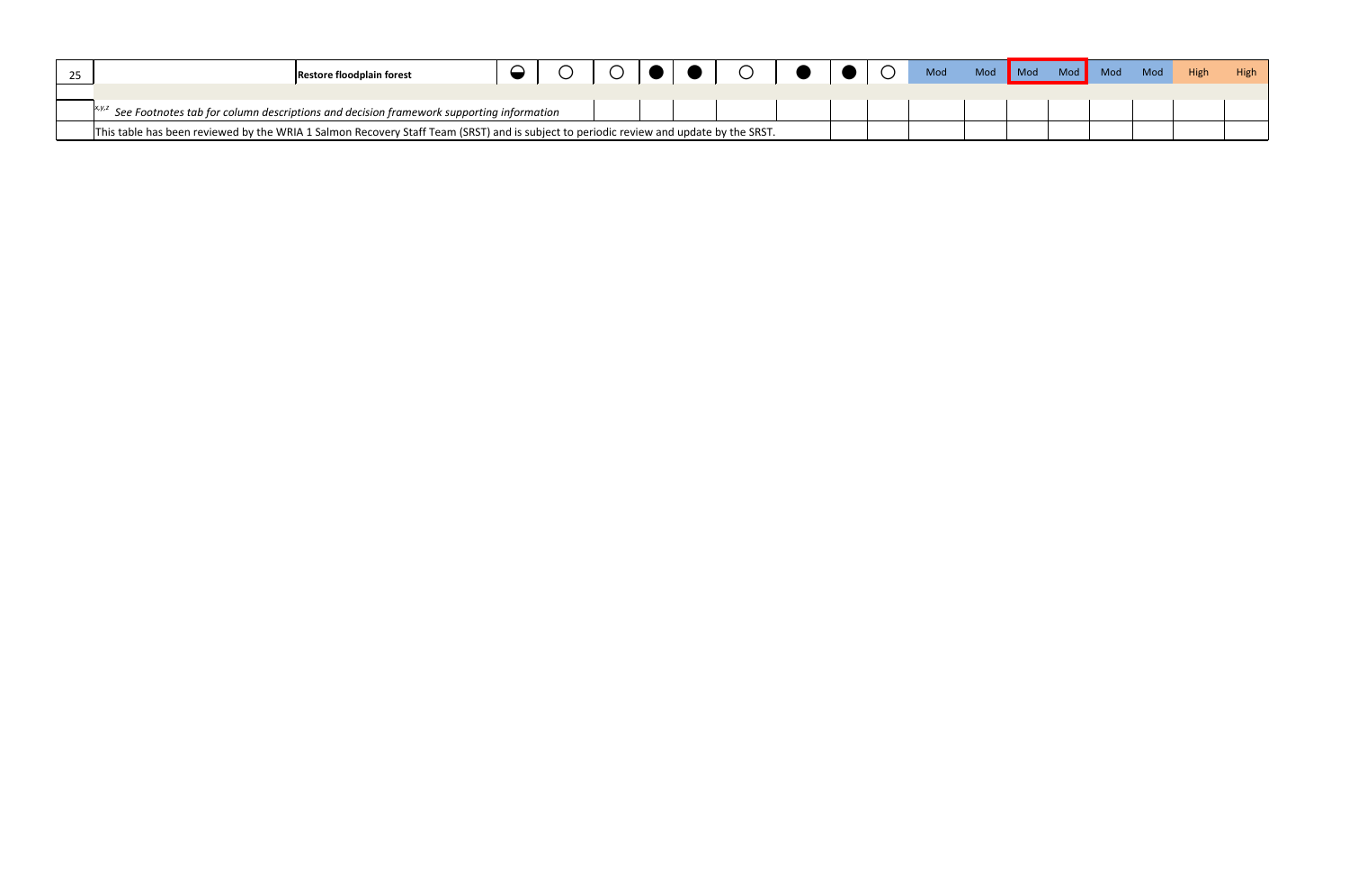| | | | | | | | | | | | | | | | | | | | |
|---|---|---|---|---|---|---|---|---|---|---|---|---|---|---|---|---|---|---|---|
| 25 | | **Restore floodplain forest** | ◒ | ○ | ○ | ● | ● | ○ | ● | ● | ○ | Mod | Mod | Mod | Mod | Mod | Mod | High | High |
| | | | | | | | | | | | | | | | | | | | |
| | *x,y,z See Footnotes tab for column descriptions and decision framework supporting information* | | | | | | | | | | | | | | | | | | |
| | This table has been reviewed by the WRIA 1 Salmon Recovery Staff Team (SRST) and is subject to periodic review and update by the SRST. | | | | | | | | | | | | | | | | | | |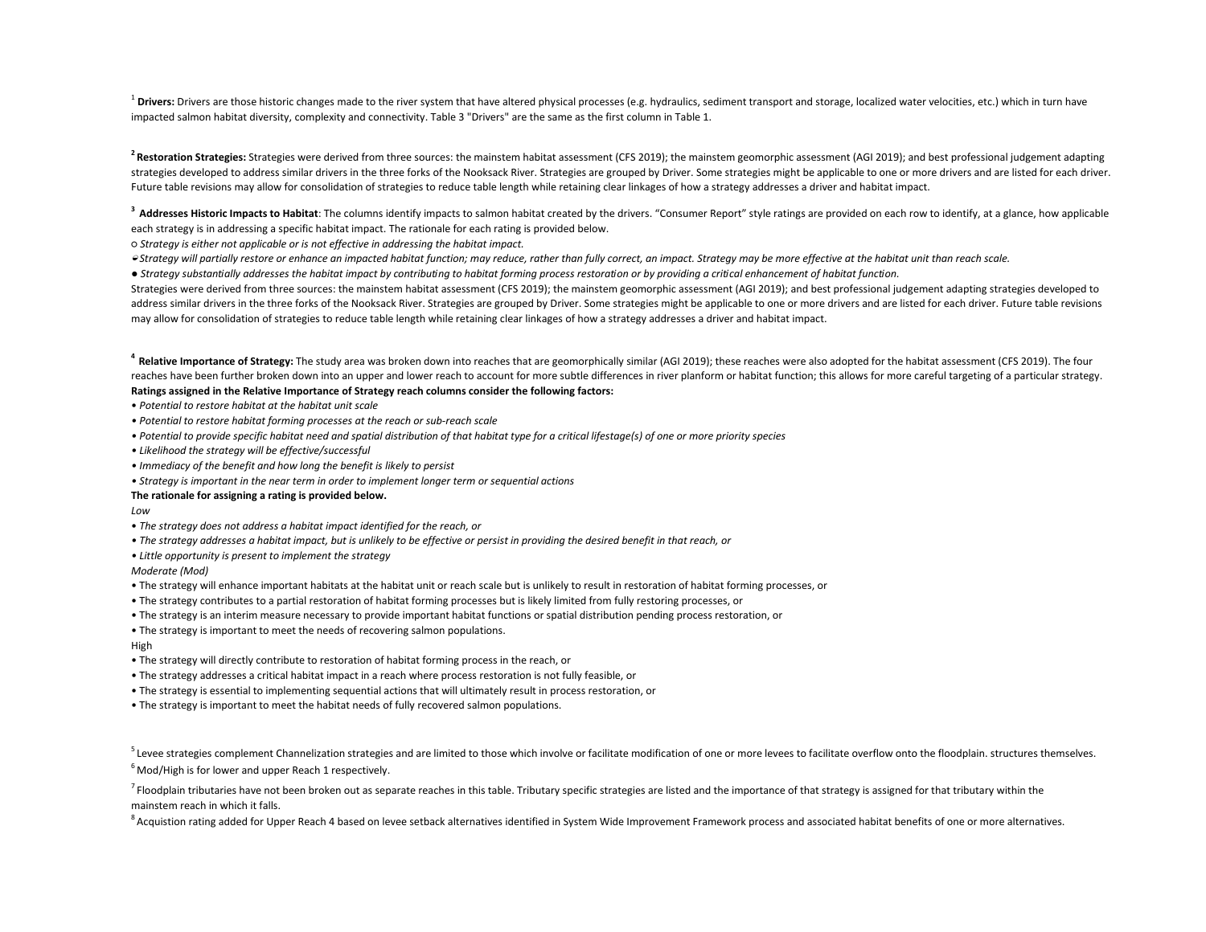[1] **Drivers:** Drivers are those historic changes made to the river system that have altered physical processes (e.g. hydraulics, sediment transport and storage, localized water velocities, etc.) which in turn have impacted salmon habitat diversity, complexity and connectivity. Table 3 "Drivers" are the same as the first column in Table 1.

[2] **Restoration Strategies:** Strategies were derived from three sources: the mainstem habitat assessment (CFS 2019); the mainstem geomorphic assessment (AGI 2019); and best professional judgement adapting strategies developed to address similar drivers in the three forks of the Nooksack River. Strategies are grouped by Driver. Some strategies might be applicable to one or more drivers and are listed for each driver. Future table revisions may allow for consolidation of strategies to reduce table length while retaining clear linkages of how a strategy addresses a driver and habitat impact.

[3] **Addresses Historic Impacts to Habitat**: The columns identify impacts to salmon habitat created by the drivers. "Consumer Report" style ratings are provided on each row to identify, at a glance, how applicable each strategy is in addressing a specific habitat impact. The rationale for each rating is provided below.

○ *Strategy is either not applicable or is not effective in addressing the habitat impact.*

◒ *Strategy will partially restore or enhance an impacted habitat function; may reduce, rather than fully correct, an impact. Strategy may be more effective at the habitat unit than reach scale.*

● *Strategy substantially addresses the habitat impact by contributing to habitat forming process restoration or by providing a critical enhancement of habitat function.*

Strategies were derived from three sources: the mainstem habitat assessment (CFS 2019); the mainstem geomorphic assessment (AGI 2019); and best professional judgement adapting strategies developed to address similar drivers in the three forks of the Nooksack River. Strategies are grouped by Driver. Some strategies might be applicable to one or more drivers and are listed for each driver. Future table revisions may allow for consolidation of strategies to reduce table length while retaining clear linkages of how a strategy addresses a driver and habitat impact.

[4] **Relative Importance of Strategy:** The study area was broken down into reaches that are geomorphically similar (AGI 2019); these reaches were also adopted for the habitat assessment (CFS 2019). The four reaches have been further broken down into an upper and lower reach to account for more subtle differences in river planform or habitat function; this allows for more careful targeting of a particular strategy.

**Ratings assigned in the Relative Importance of Strategy reach columns consider the following factors:**

- *Potential to restore habitat at the habitat unit scale*
- *Potential to restore habitat forming processes at the reach or sub-reach scale*
- *Potential to provide specific habitat need and spatial distribution of that habitat type for a critical lifestage(s) of one or more priority species*
- *Likelihood the strategy will be effective/successful*
- *Immediacy of the benefit and how long the benefit is likely to persist*
- *Strategy is important in the near term in order to implement longer term or sequential actions*

**The rationale for assigning a rating is provided below.**

*Low*

- *The strategy does not address a habitat impact identified for the reach, or*
- *The strategy addresses a habitat impact, but is unlikely to be effective or persist in providing the desired benefit in that reach, or*
- *Little opportunity is present to implement the strategy*

*Moderate (Mod)*

- The strategy will enhance important habitats at the habitat unit or reach scale but is unlikely to result in restoration of habitat forming processes, or
- The strategy contributes to a partial restoration of habitat forming processes but is likely limited from fully restoring processes, or
- The strategy is an interim measure necessary to provide important habitat functions or spatial distribution pending process restoration, or
- The strategy is important to meet the needs of recovering salmon populations.

High

- The strategy will directly contribute to restoration of habitat forming process in the reach, or
- The strategy addresses a critical habitat impact in a reach where process restoration is not fully feasible, or
- The strategy is essential to implementing sequential actions that will ultimately result in process restoration, or
- The strategy is important to meet the habitat needs of fully recovered salmon populations.

[5] Levee strategies complement Channelization strategies and are limited to those which involve or facilitate modification of one or more levees to facilitate overflow onto the floodplain. structures themselves.

[6] Mod/High is for lower and upper Reach 1 respectively.

[7] Floodplain tributaries have not been broken out as separate reaches in this table. Tributary specific strategies are listed and the importance of that strategy is assigned for that tributary within the mainstem reach in which it falls.

[8] Acquistion rating added for Upper Reach 4 based on levee setback alternatives identified in System Wide Improvement Framework process and associated habitat benefits of one or more alternatives.